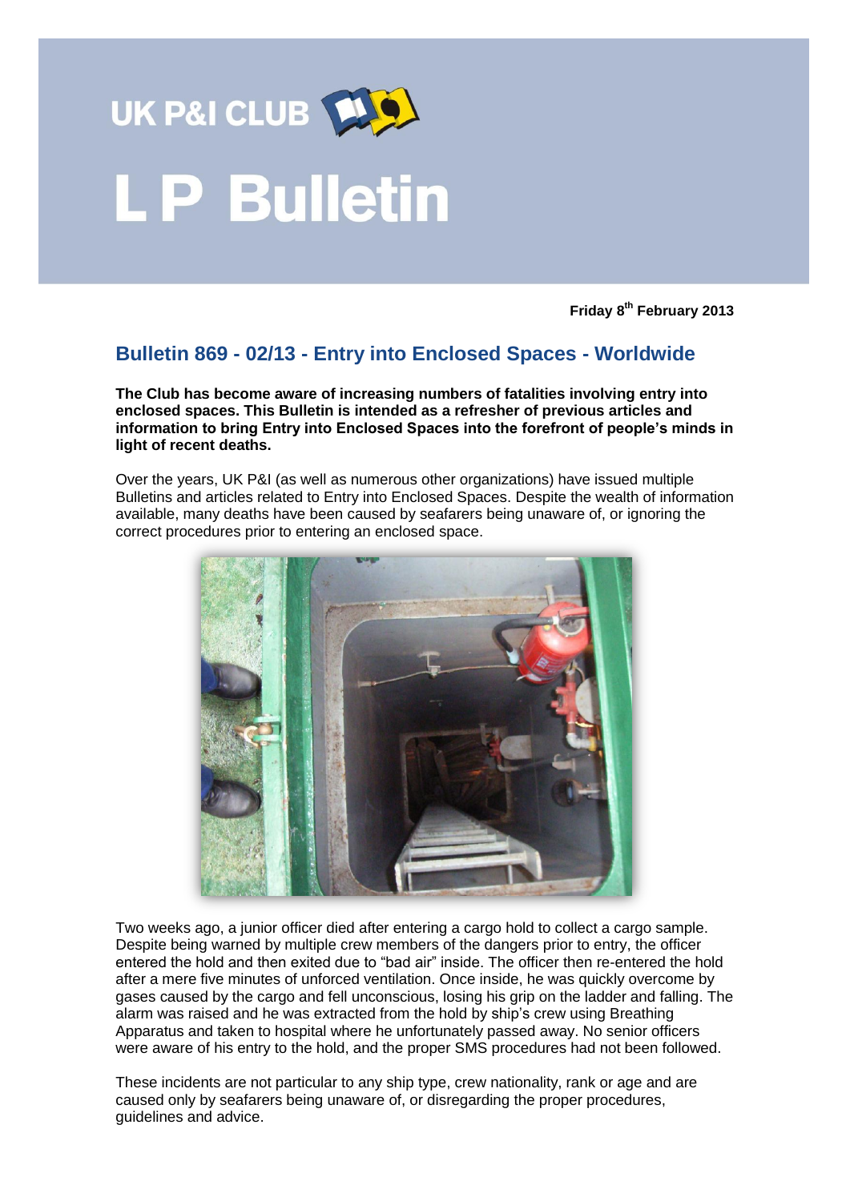UK P&I CLUB

# L P Bulletin

**Friday 8th February 2013**

## Bulletin 869 - 02/13 - Entry into Enclosed Spaces - Worldwide

**The Club has become aware of increasing numbers of fatalities involving entry into enclosed spaces. This Bulletin is intended as a refresher of previous articles and information to bring Entry into Enclosed Spaces into the forefront of people's minds in light of recent deaths.**

Over the years, UK P&I (as well as numerous other organizations) have issued multiple Bulletins and articles related to Entry into Enclosed Spaces. Despite the wealth of information available, many deaths have been caused by seafarers being unaware of, or ignoring the correct procedures prior to entering an enclosed space.

Two weeks ago, a junior officer died after entering a cargo hold to collect a cargo sample. Despite being warned by multiple crew members of the dangers prior to entry, the officer entered the hold and then exited due to "bad air" inside. The officer then re-entered the hold after a mere five minutes of unforced ventilation. Once inside, he was quickly overcome by gases caused by the cargo and fell unconscious, losing his grip on the ladder and falling. The alarm was raised and he was extracted from the hold by ship's crew using Breathing Apparatus and taken to hospital where he unfortunately passed away. No senior officers were aware of his entry to the hold, and the proper SMS procedures had not been followed.

These incidents are not particular to any ship type, crew nationality, rank or age and are caused only by seafarers being unaware of, or disregarding the proper procedures, guidelines and advice.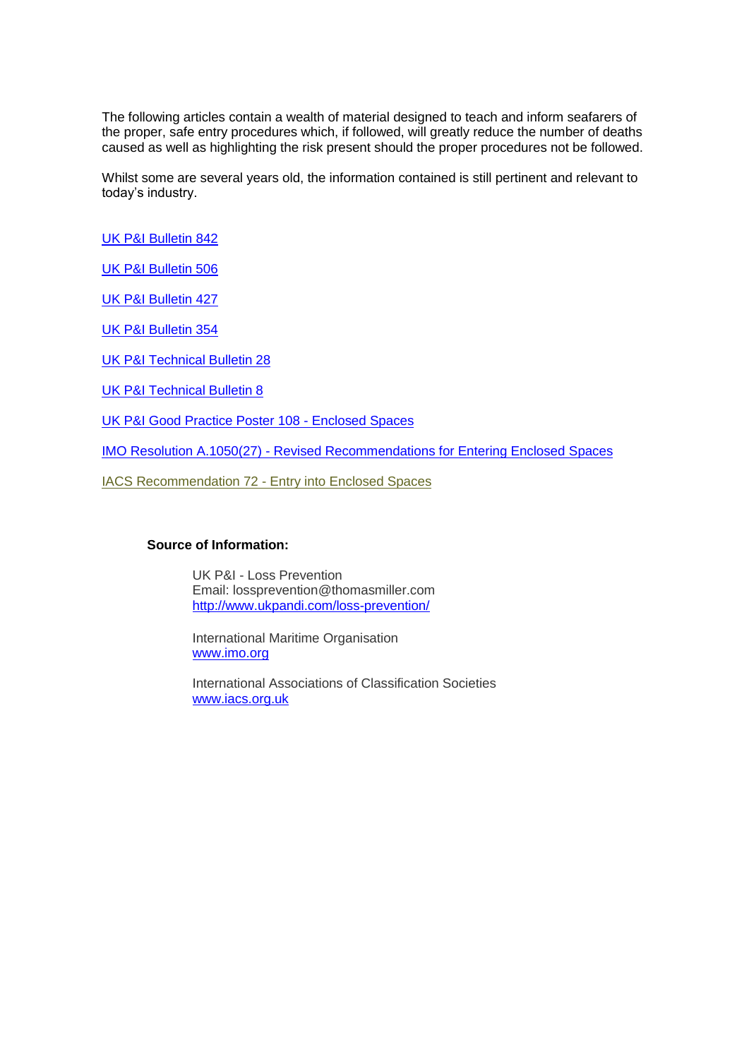The following articles contain a wealth of material designed to teach and inform seafarers of the proper, safe entry procedures which, if followed, will greatly reduce the number of deaths caused as well as highlighting the risk present should the proper procedures not be followed.

Whilst some are several years old, the information contained is still pertinent and relevant to today's industry.

UK P&I Bulletin 842

UK P&I Bulletin 506

UK P&I Bulletin 427

UK P&I Bulletin 354

UK P&I Technical Bulletin 28

UK P&I Technical Bulletin 8

UK P&I Good Practice Poster 108 - Enclosed Spaces

IMO Resolution A.1050(27) - Revised Recommendations for Entering Enclosed Spaces

IACS Recommendation 72 - Entry into Enclosed Spaces

**Source of Information:**

UK P&I - Loss Prevention
Email: lossprevention@thomasmiller.com
http://www.ukpandi.com/loss-prevention/

International Maritime Organisation
www.imo.org

International Associations of Classification Societies
www.iacs.org.uk